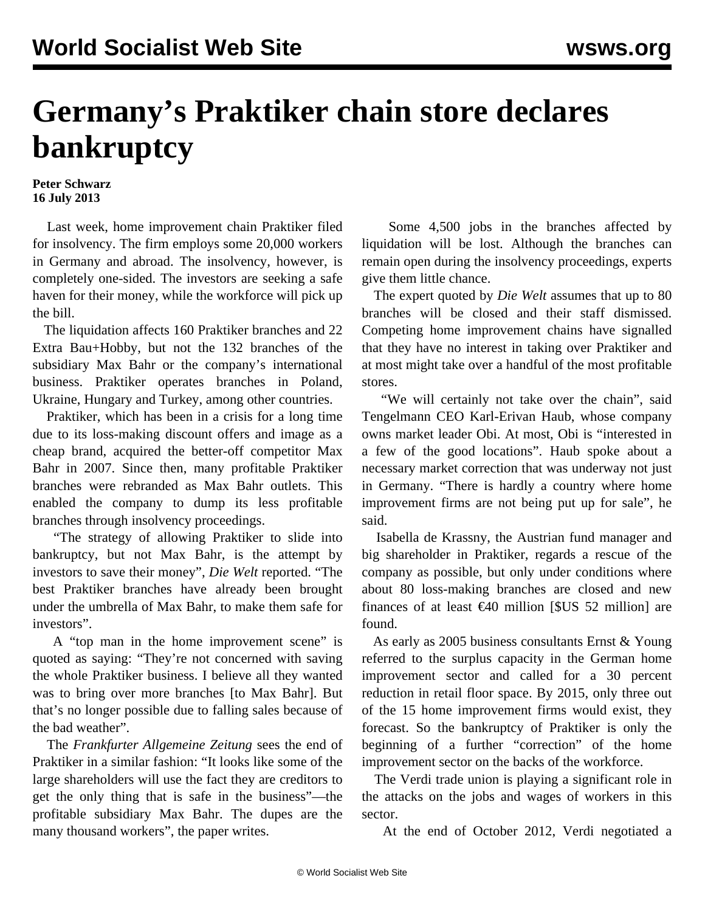# Germany's Praktiker chain store declares bankruptcy

**Peter Schwarz**
**16 July 2013**

Last week, home improvement chain Praktiker filed for insolvency. The firm employs some 20,000 workers in Germany and abroad. The insolvency, however, is completely one-sided. The investors are seeking a safe haven for their money, while the workforce will pick up the bill.

The liquidation affects 160 Praktiker branches and 22 Extra Bau+Hobby, but not the 132 branches of the subsidiary Max Bahr or the company's international business. Praktiker operates branches in Poland, Ukraine, Hungary and Turkey, among other countries.

Praktiker, which has been in a crisis for a long time due to its loss-making discount offers and image as a cheap brand, acquired the better-off competitor Max Bahr in 2007. Since then, many profitable Praktiker branches were rebranded as Max Bahr outlets. This enabled the company to dump its less profitable branches through insolvency proceedings.

"The strategy of allowing Praktiker to slide into bankruptcy, but not Max Bahr, is the attempt by investors to save their money", *Die Welt* reported. "The best Praktiker branches have already been brought under the umbrella of Max Bahr, to make them safe for investors".

A "top man in the home improvement scene" is quoted as saying: "They're not concerned with saving the whole Praktiker business. I believe all they wanted was to bring over more branches [to Max Bahr]. But that's no longer possible due to falling sales because of the bad weather".

The *Frankfurter Allgemeine Zeitung* sees the end of Praktiker in a similar fashion: "It looks like some of the large shareholders will use the fact they are creditors to get the only thing that is safe in the business"—the profitable subsidiary Max Bahr. The dupes are the many thousand workers", the paper writes.

Some 4,500 jobs in the branches affected by liquidation will be lost. Although the branches can remain open during the insolvency proceedings, experts give them little chance.

The expert quoted by *Die Welt* assumes that up to 80 branches will be closed and their staff dismissed. Competing home improvement chains have signalled that they have no interest in taking over Praktiker and at most might take over a handful of the most profitable stores.

"We will certainly not take over the chain", said Tengelmann CEO Karl-Erivan Haub, whose company owns market leader Obi. At most, Obi is "interested in a few of the good locations". Haub spoke about a necessary market correction that was underway not just in Germany. "There is hardly a country where home improvement firms are not being put up for sale", he said.

Isabella de Krassny, the Austrian fund manager and big shareholder in Praktiker, regards a rescue of the company as possible, but only under conditions where about 80 loss-making branches are closed and new finances of at least €40 million [$US 52 million] are found.

As early as 2005 business consultants Ernst & Young referred to the surplus capacity in the German home improvement sector and called for a 30 percent reduction in retail floor space. By 2015, only three out of the 15 home improvement firms would exist, they forecast. So the bankruptcy of Praktiker is only the beginning of a further "correction" of the home improvement sector on the backs of the workforce.

The Verdi trade union is playing a significant role in the attacks on the jobs and wages of workers in this sector.

At the end of October 2012, Verdi negotiated a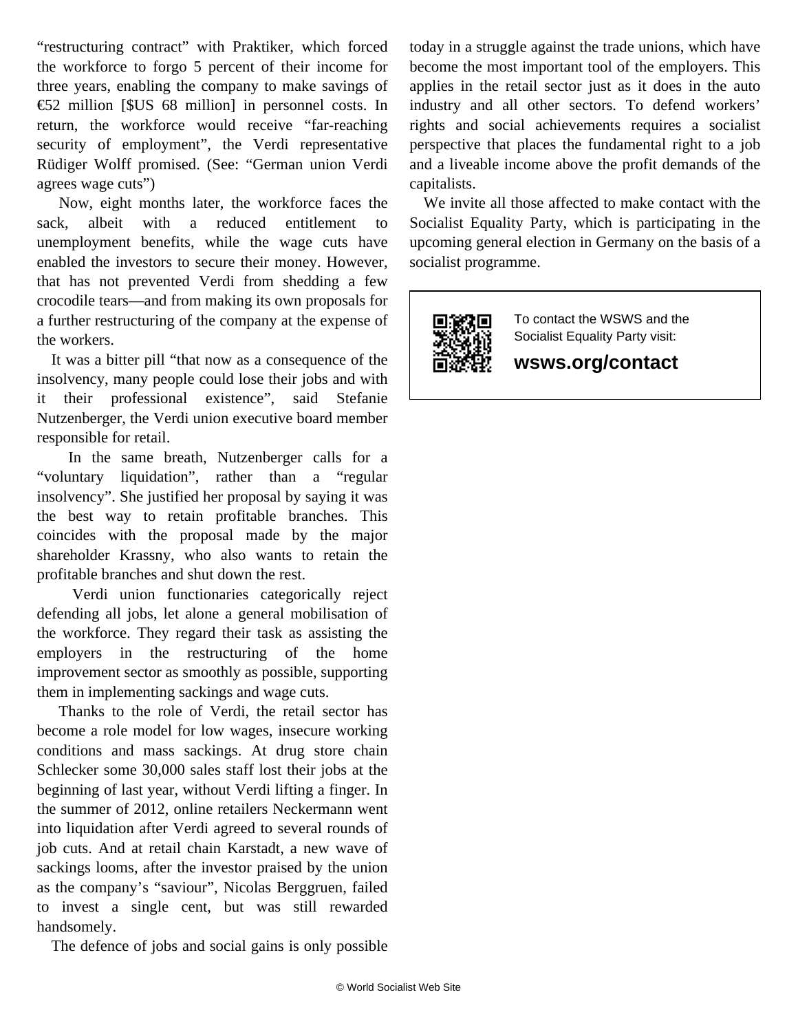“restructuring contract” with Praktiker, which forced the workforce to forgo 5 percent of their income for three years, enabling the company to make savings of €52 million [$US 68 million] in personnel costs. In return, the workforce would receive “far-reaching security of employment”, the Verdi representative Rüdiger Wolff promised. (See: “German union Verdi agrees wage cuts”)

Now, eight months later, the workforce faces the sack, albeit with a reduced entitlement to unemployment benefits, while the wage cuts have enabled the investors to secure their money. However, that has not prevented Verdi from shedding a few crocodile tears—and from making its own proposals for a further restructuring of the company at the expense of the workers.

It was a bitter pill “that now as a consequence of the insolvency, many people could lose their jobs and with it their professional existence”, said Stefanie Nutzenberger, the Verdi union executive board member responsible for retail.

In the same breath, Nutzenberger calls for a “voluntary liquidation”, rather than a “regular insolvency”. She justified her proposal by saying it was the best way to retain profitable branches. This coincides with the proposal made by the major shareholder Krassny, who also wants to retain the profitable branches and shut down the rest.

Verdi union functionaries categorically reject defending all jobs, let alone a general mobilisation of the workforce. They regard their task as assisting the employers in the restructuring of the home improvement sector as smoothly as possible, supporting them in implementing sackings and wage cuts.

Thanks to the role of Verdi, the retail sector has become a role model for low wages, insecure working conditions and mass sackings. At drug store chain Schlecker some 30,000 sales staff lost their jobs at the beginning of last year, without Verdi lifting a finger. In the summer of 2012, online retailers Neckermann went into liquidation after Verdi agreed to several rounds of job cuts. And at retail chain Karstadt, a new wave of sackings looms, after the investor praised by the union as the company’s “saviour”, Nicolas Berggruen, failed to invest a single cent, but was still rewarded handsomely.

The defence of jobs and social gains is only possible today in a struggle against the trade unions, which have become the most important tool of the employers. This applies in the retail sector just as it does in the auto industry and all other sectors. To defend workers’ rights and social achievements requires a socialist perspective that places the fundamental right to a job and a liveable income above the profit demands of the capitalists.

We invite all those affected to make contact with the Socialist Equality Party, which is participating in the upcoming general election in Germany on the basis of a socialist programme.

To contact the WSWS and the Socialist Equality Party visit:

**wsws.org/contact**